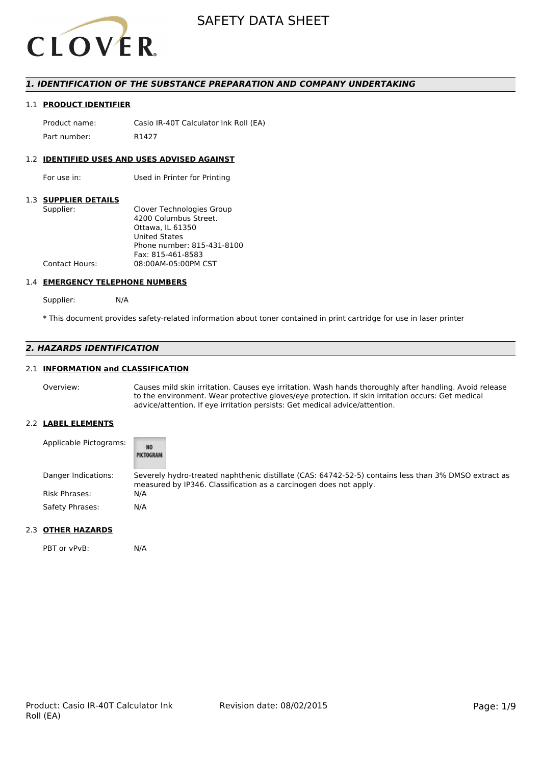# SAFETY DATA SHEET

## 1. IDENTIFICATION OF THE SUBSTANCE PREPARATION AND COMPANY UNDERTAKING

### 1.1 PRODUCT IDENTIFIER

Product name: Casio IR-40T Calculator Ink Roll (EA)

Part number: R1427

### 1.2 IDENTIFIED USES AND USES ADVISED AGAINST

For use in: Used in Printer for Printing

### 1.3 SUPPLIER DETAILS

Supplier: Clover Technologies Group
4200 Columbus Street.
Ottawa, IL 61350
United States
Phone number: 815-431-8100
Fax: 815-461-8583

Contact Hours: 08:00AM-05:00PM CST

### 1.4 EMERGENCY TELEPHONE NUMBERS

Supplier: N/A

* This document provides safety-related information about toner contained in print cartridge for use in laser printer

## 2. HAZARDS IDENTIFICATION

### 2.1 INFORMATION and CLASSIFICATION

Overview: Causes mild skin irritation. Causes eye irritation. Wash hands thoroughly after handling. Avoid release to the environment. Wear protective gloves/eye protection. If skin irritation occurs: Get medical advice/attention. If eye irritation persists: Get medical advice/attention.

### 2.2 LABEL ELEMENTS

Applicable Pictograms: NO PICTOGRAM

Danger Indications: Severely hydro-treated naphthenic distillate (CAS: 64742-52-5) contains less than 3% DMSO extract as measured by IP346. Classification as a carcinogen does not apply.

Risk Phrases: N/A

Safety Phrases: N/A

### 2.3 OTHER HAZARDS

PBT or vPvB: N/A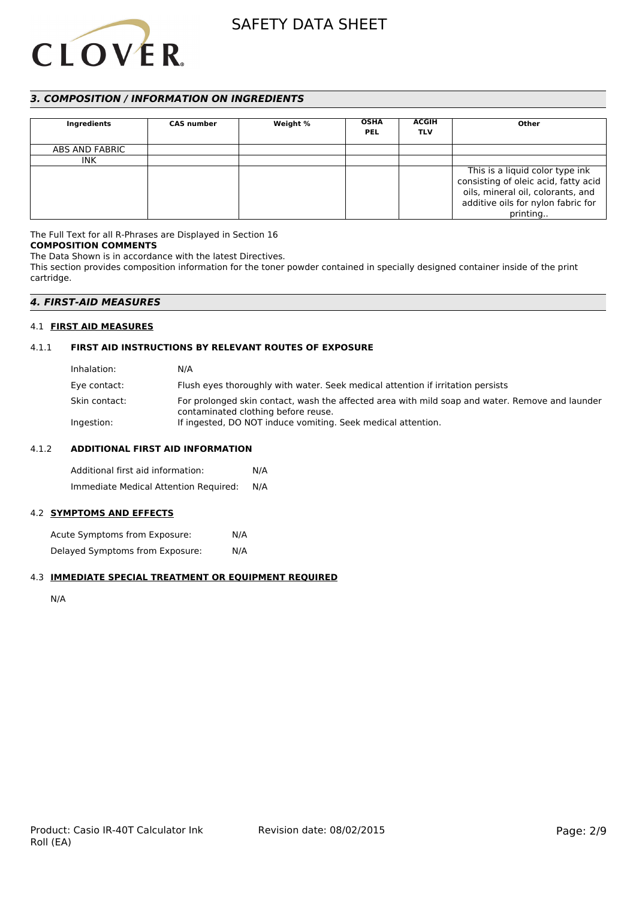## 3. COMPOSITION / INFORMATION ON INGREDIENTS

| Ingredients | CAS number | Weight % | OSHA PEL | ACGIH TLV | Other |
| --- | --- | --- | --- | --- | --- |
| ABS AND FABRIC | | | | | |
| INK | | | | | |
| | | | | | This is a liquid color type ink consisting of oleic acid, fatty acid oils, mineral oil, colorants, and additive oils for nylon fabric for printing.. |

The Full Text for all R-Phrases are Displayed in Section 16

**COMPOSITION COMMENTS**

The Data Shown is in accordance with the latest Directives.

This section provides composition information for the toner powder contained in specially designed container inside of the print cartridge.

## 4. FIRST-AID MEASURES

### 4.1 FIRST AID MEASURES

#### 4.1.1 FIRST AID INSTRUCTIONS BY RELEVANT ROUTES OF EXPOSURE

Inhalation: N/A

Eye contact: Flush eyes thoroughly with water. Seek medical attention if irritation persists

Skin contact: For prolonged skin contact, wash the affected area with mild soap and water. Remove and launder contaminated clothing before reuse.

Ingestion: If ingested, DO NOT induce vomiting. Seek medical attention.

#### 4.1.2 ADDITIONAL FIRST AID INFORMATION

Additional first aid information: N/A

Immediate Medical Attention Required: N/A

### 4.2 SYMPTOMS AND EFFECTS

Acute Symptoms from Exposure: N/A

Delayed Symptoms from Exposure: N/A

### 4.3 IMMEDIATE SPECIAL TREATMENT OR EQUIPMENT REQUIRED

N/A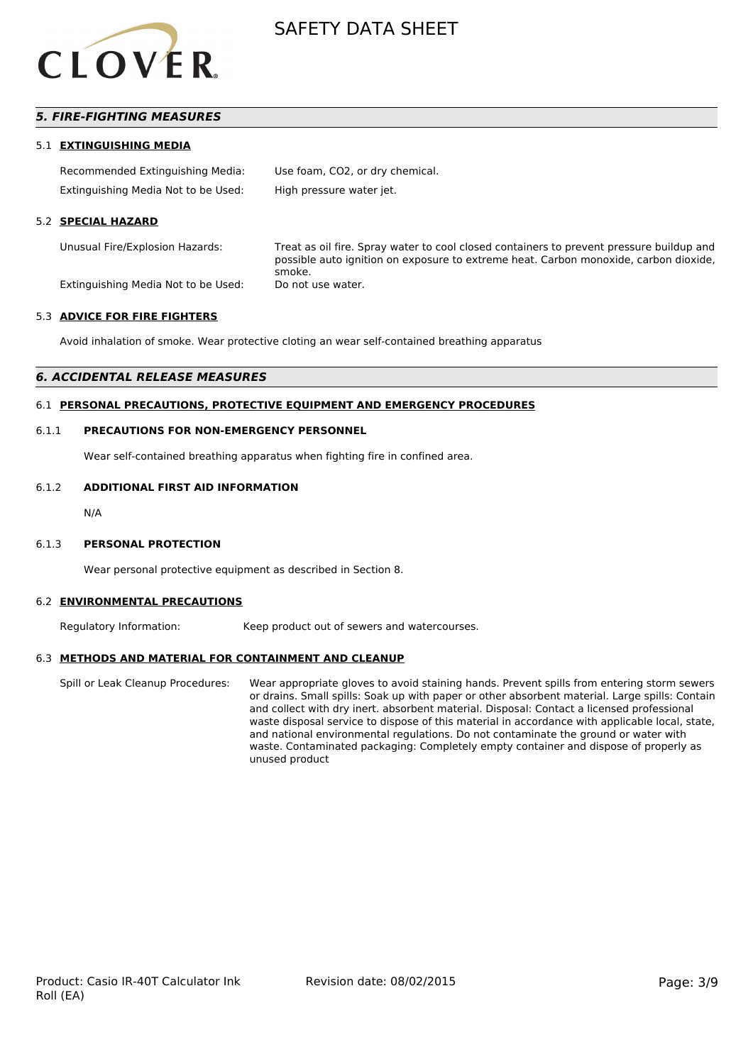## 5. FIRE-FIGHTING MEASURES

### 5.1 EXTINGUISHING MEDIA

Recommended Extinguishing Media: Use foam, $CO_2$, or dry chemical.

Extinguishing Media Not to be Used: High pressure water jet.

### 5.2 SPECIAL HAZARD

Unusual Fire/Explosion Hazards: Treat as oil fire. Spray water to cool closed containers to prevent pressure buildup and possible auto ignition on exposure to extreme heat. Carbon monoxide, carbon dioxide, smoke.

Extinguishing Media Not to be Used: Do not use water.

### 5.3 ADVICE FOR FIRE FIGHTERS

Avoid inhalation of smoke. Wear protective cloting an wear self-contained breathing apparatus

## 6. ACCIDENTAL RELEASE MEASURES

### 6.1 PERSONAL PRECAUTIONS, PROTECTIVE EQUIPMENT AND EMERGENCY PROCEDURES

#### 6.1.1 PRECAUTIONS FOR NON-EMERGENCY PERSONNEL

Wear self-contained breathing apparatus when fighting fire in confined area.

#### 6.1.2 ADDITIONAL FIRST AID INFORMATION

N/A

#### 6.1.3 PERSONAL PROTECTION

Wear personal protective equipment as described in Section 8.

### 6.2 ENVIRONMENTAL PRECAUTIONS

Regulatory Information: Keep product out of sewers and watercourses.

### 6.3 METHODS AND MATERIAL FOR CONTAINMENT AND CLEANUP

Spill or Leak Cleanup Procedures: Wear appropriate gloves to avoid staining hands. Prevent spills from entering storm sewers or drains. Small spills: Soak up with paper or other absorbent material. Large spills: Contain and collect with dry inert. absorbent material. Disposal: Contact a licensed professional waste disposal service to dispose of this material in accordance with applicable local, state, and national environmental regulations. Do not contaminate the ground or water with waste. Contaminated packaging: Completely empty container and dispose of properly as unused product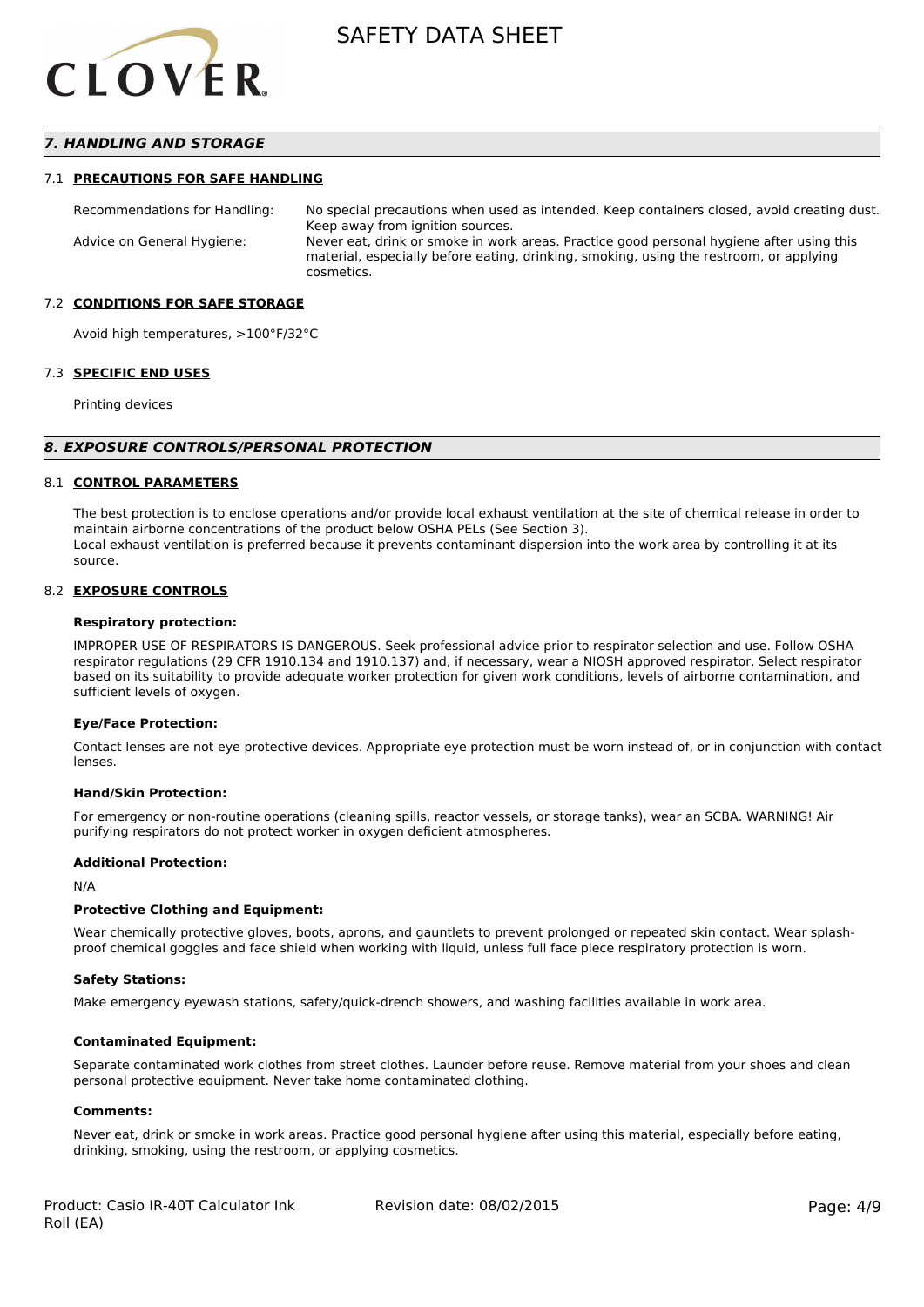## 7. HANDLING AND STORAGE

### 7.1 PRECAUTIONS FOR SAFE HANDLING

Recommendations for Handling: No special precautions when used as intended. Keep containers closed, avoid creating dust. Keep away from ignition sources.

Advice on General Hygiene: Never eat, drink or smoke in work areas. Practice good personal hygiene after using this material, especially before eating, drinking, smoking, using the restroom, or applying cosmetics.

### 7.2 CONDITIONS FOR SAFE STORAGE

Avoid high temperatures, >100°F/32°C

### 7.3 SPECIFIC END USES

Printing devices

## 8. EXPOSURE CONTROLS/PERSONAL PROTECTION

### 8.1 CONTROL PARAMETERS

The best protection is to enclose operations and/or provide local exhaust ventilation at the site of chemical release in order to maintain airborne concentrations of the product below OSHA PELs (See Section 3).
Local exhaust ventilation is preferred because it prevents contaminant dispersion into the work area by controlling it at its source.

### 8.2 EXPOSURE CONTROLS

**Respiratory protection:**

IMPROPER USE OF RESPIRATORS IS DANGEROUS. Seek professional advice prior to respirator selection and use. Follow OSHA respirator regulations (29 CFR 1910.134 and 1910.137) and, if necessary, wear a NIOSH approved respirator. Select respirator based on its suitability to provide adequate worker protection for given work conditions, levels of airborne contamination, and sufficient levels of oxygen.

**Eye/Face Protection:**

Contact lenses are not eye protective devices. Appropriate eye protection must be worn instead of, or in conjunction with contact lenses.

**Hand/Skin Protection:**

For emergency or non-routine operations (cleaning spills, reactor vessels, or storage tanks), wear an SCBA. WARNING! Air purifying respirators do not protect worker in oxygen deficient atmospheres.

**Additional Protection:**

N/A

**Protective Clothing and Equipment:**

Wear chemically protective gloves, boots, aprons, and gauntlets to prevent prolonged or repeated skin contact. Wear splash-proof chemical goggles and face shield when working with liquid, unless full face piece respiratory protection is worn.

**Safety Stations:**

Make emergency eyewash stations, safety/quick-drench showers, and washing facilities available in work area.

**Contaminated Equipment:**

Separate contaminated work clothes from street clothes. Launder before reuse. Remove material from your shoes and clean personal protective equipment. Never take home contaminated clothing.

**Comments:**

Never eat, drink or smoke in work areas. Practice good personal hygiene after using this material, especially before eating, drinking, smoking, using the restroom, or applying cosmetics.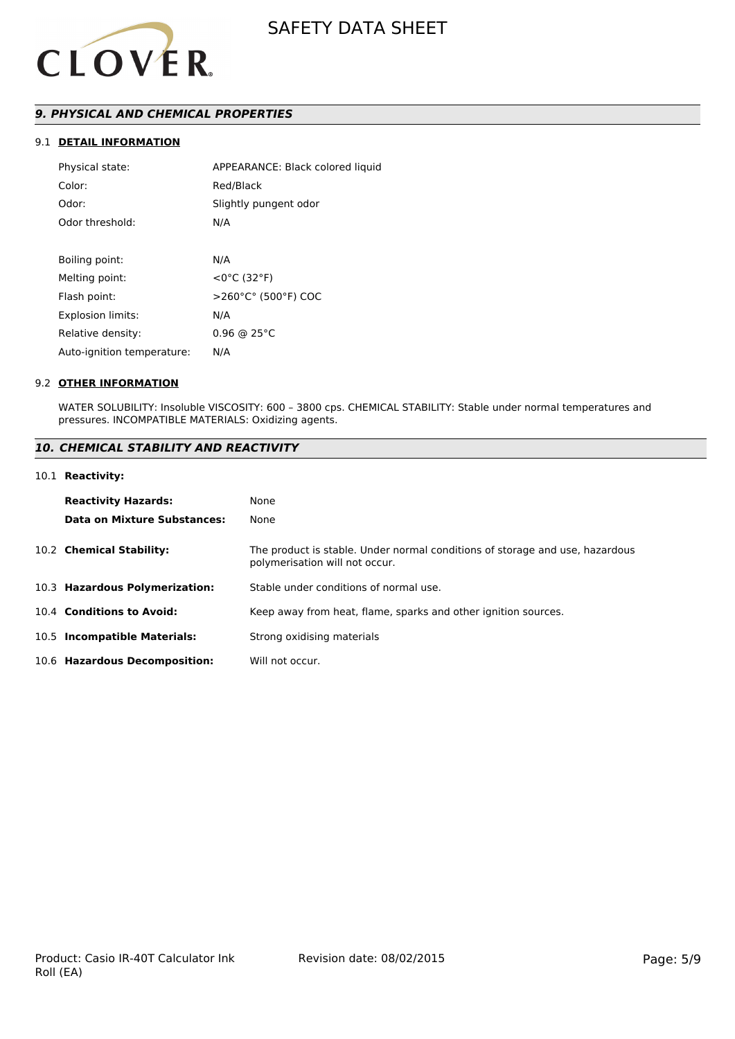## *9. PHYSICAL AND CHEMICAL PROPERTIES*

### 9.1 DETAIL INFORMATION

| | |
|---|---|
| Physical state: | APPEARANCE: Black colored liquid |
| Color: | Red/Black |
| Odor: | Slightly pungent odor |
| Odor threshold: | N/A |
| Boiling point: | N/A |
| Melting point: | <0°C (32°F) |
| Flash point: | >260°C° (500°F) COC |
| Explosion limits: | N/A |
| Relative density: | 0.96 @ 25°C |
| Auto-ignition temperature: | N/A |

### 9.2 OTHER INFORMATION

WATER SOLUBILITY: Insoluble VISCOSITY: 600 – 3800 cps. CHEMICAL STABILITY: Stable under normal temperatures and pressures. INCOMPATIBLE MATERIALS: Oxidizing agents.

## *10. CHEMICAL STABILITY AND REACTIVITY*

### 10.1 Reactivity:

| | |
|---|---|
| **Reactivity Hazards:** | None |
| **Data on Mixture Substances:** | None |

| | |
|---|---|
| 10.2 **Chemical Stability:** | The product is stable. Under normal conditions of storage and use, hazardous polymerisation will not occur. |
| 10.3 **Hazardous Polymerization:** | Stable under conditions of normal use. |
| 10.4 **Conditions to Avoid:** | Keep away from heat, flame, sparks and other ignition sources. |
| 10.5 **Incompatible Materials:** | Strong oxidising materials |
| 10.6 **Hazardous Decomposition:** | Will not occur. |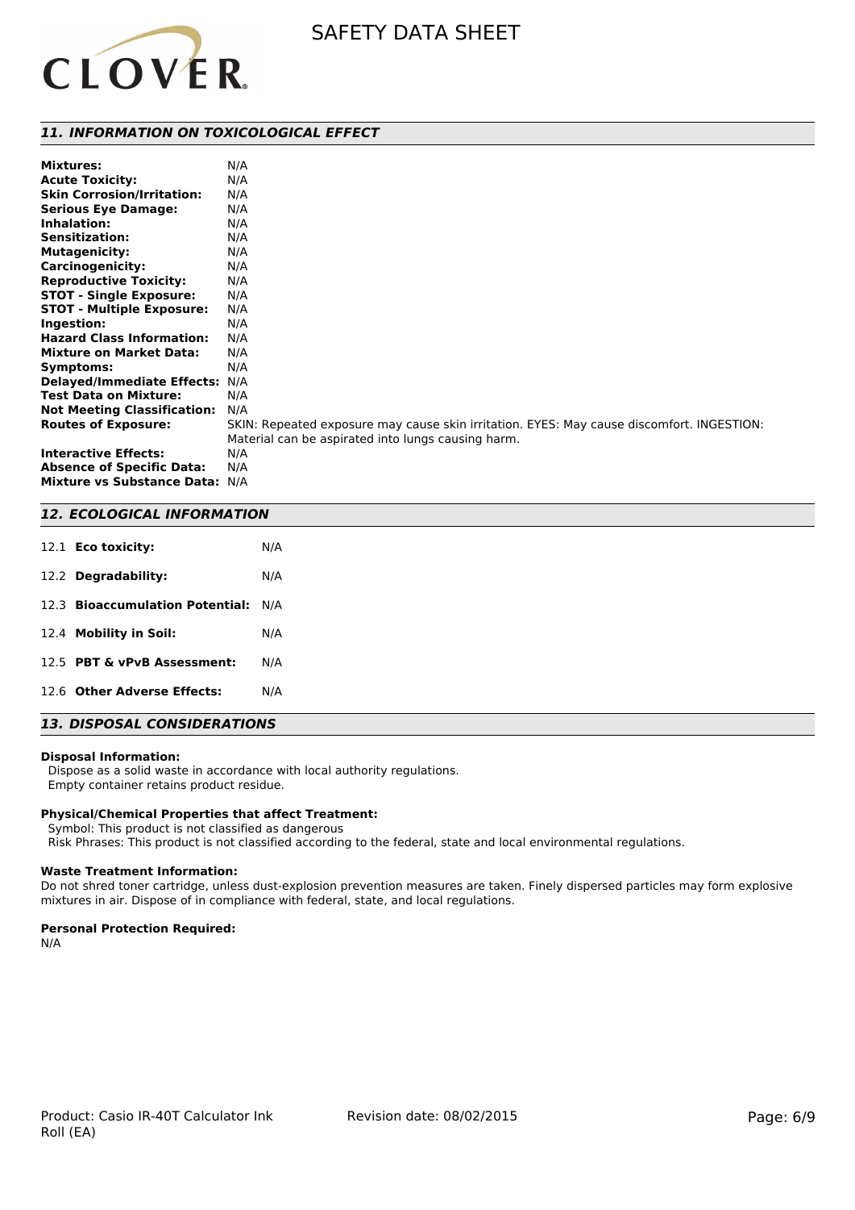## *11. INFORMATION ON TOXICOLOGICAL EFFECT*

| | |
|---|---|
| **Mixtures:** | N/A |
| **Acute Toxicity:** | N/A |
| **Skin Corrosion/Irritation:** | N/A |
| **Serious Eye Damage:** | N/A |
| **Inhalation:** | N/A |
| **Sensitization:** | N/A |
| **Mutagenicity:** | N/A |
| **Carcinogenicity:** | N/A |
| **Reproductive Toxicity:** | N/A |
| **STOT - Single Exposure:** | N/A |
| **STOT - Multiple Exposure:** | N/A |
| **Ingestion:** | N/A |
| **Hazard Class Information:** | N/A |
| **Mixture on Market Data:** | N/A |
| **Symptoms:** | N/A |
| **Delayed/Immediate Effects:** | N/A |
| **Test Data on Mixture:** | N/A |
| **Not Meeting Classification:** | N/A |
| **Routes of Exposure:** | SKIN: Repeated exposure may cause skin irritation. EYES: May cause discomfort. INGESTION: Material can be aspirated into lungs causing harm. |
| **Interactive Effects:** | N/A |
| **Absence of Specific Data:** | N/A |
| **Mixture vs Substance Data:** | N/A |

## *12. ECOLOGICAL INFORMATION*

| | |
|---|---|
| 12.1 **Eco toxicity:** | N/A |
| 12.2 **Degradability:** | N/A |
| 12.3 **Bioaccumulation Potential:** | N/A |
| 12.4 **Mobility in Soil:** | N/A |
| 12.5 **PBT & vPvB Assessment:** | N/A |
| 12.6 **Other Adverse Effects:** | N/A |

## *13. DISPOSAL CONSIDERATIONS*

**Disposal Information:**

Dispose as a solid waste in accordance with local authority regulations.
Empty container retains product residue.

**Physical/Chemical Properties that affect Treatment:**

Symbol: This product is not classified as dangerous
Risk Phrases: This product is not classified according to the federal, state and local environmental regulations.

**Waste Treatment Information:**

Do not shred toner cartridge, unless dust-explosion prevention measures are taken. Finely dispersed particles may form explosive mixtures in air. Dispose of in compliance with federal, state, and local regulations.

**Personal Protection Required:**

N/A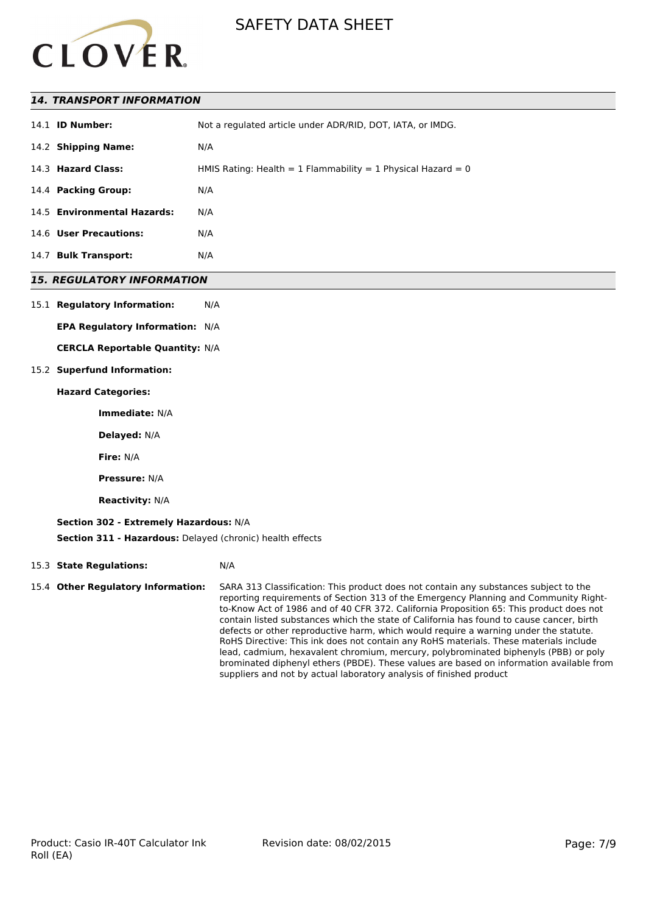## 14. TRANSPORT INFORMATION

14.1 **ID Number:** Not a regulated article under ADR/RID, DOT, IATA, or IMDG.

14.2 **Shipping Name:** N/A

14.3 **Hazard Class:** HMIS Rating: Health = 1 Flammability = 1 Physical Hazard = 0

14.4 **Packing Group:** N/A

14.5 **Environmental Hazards:** N/A

14.6 **User Precautions:** N/A

14.7 **Bulk Transport:** N/A

## 15. REGULATORY INFORMATION

15.1 **Regulatory Information:** N/A

**EPA Regulatory Information:** N/A

**CERCLA Reportable Quantity:** N/A

15.2 **Superfund Information:**

**Hazard Categories:**

**Immediate:** N/A

**Delayed:** N/A

**Fire:** N/A

**Pressure:** N/A

**Reactivity:** N/A

**Section 302 - Extremely Hazardous:** N/A

**Section 311 - Hazardous:** Delayed (chronic) health effects

15.3 **State Regulations:** N/A

15.4 **Other Regulatory Information:** SARA 313 Classification: This product does not contain any substances subject to the reporting requirements of Section 313 of the Emergency Planning and Community Right-to-Know Act of 1986 and of 40 CFR 372. California Proposition 65: This product does not contain listed substances which the state of California has found to cause cancer, birth defects or other reproductive harm, which would require a warning under the statute. RoHS Directive: This ink does not contain any RoHS materials. These materials include lead, cadmium, hexavalent chromium, mercury, polybrominated biphenyls (PBB) or poly brominated diphenyl ethers (PBDE). These values are based on information available from suppliers and not by actual laboratory analysis of finished product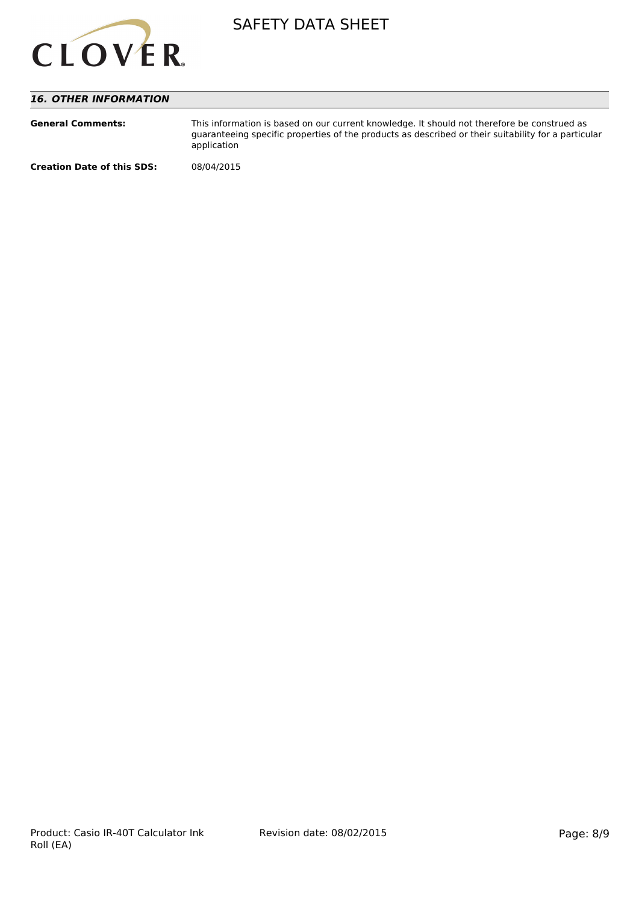## *16. OTHER INFORMATION*

**General Comments:** This information is based on our current knowledge. It should not therefore be construed as guaranteeing specific properties of the products as described or their suitability for a particular application

**Creation Date of this SDS:** 08/04/2015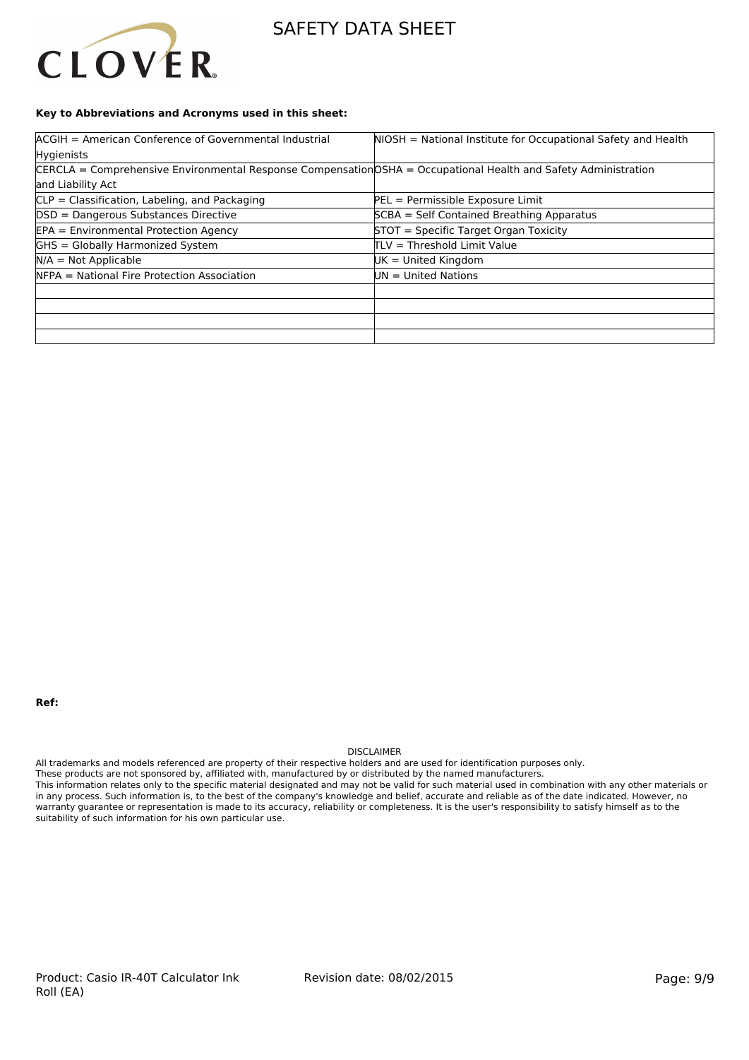**Key to Abbreviations and Acronyms used in this sheet:**

| | |
|---|---|
| ACGIH = American Conference of Governmental Industrial Hygienists | NIOSH = National Institute for Occupational Safety and Health |
| CERCLA = Comprehensive Environmental Response Compensation and Liability Act | OSHA = Occupational Health and Safety Administration |
| CLP = Classification, Labeling, and Packaging | PEL = Permissible Exposure Limit |
| DSD = Dangerous Substances Directive | SCBA = Self Contained Breathing Apparatus |
| EPA = Environmental Protection Agency | STOT = Specific Target Organ Toxicity |
| GHS = Globally Harmonized System | TLV = Threshold Limit Value |
| N/A = Not Applicable | UK = United Kingdom |
| NFPA = National Fire Protection Association | UN = United Nations |
| | |
| | |
| | |
| | |

**Ref:**

DISCLAIMER

All trademarks and models referenced are property of their respective holders and are used for identification purposes only.
These products are not sponsored by, affiliated with, manufactured by or distributed by the named manufacturers.
This information relates only to the specific material designated and may not be valid for such material used in combination with any other materials or in any process. Such information is, to the best of the company's knowledge and belief, accurate and reliable as of the date indicated. However, no warranty guarantee or representation is made to its accuracy, reliability or completeness. It is the user's responsibility to satisfy himself as to the suitability of such information for his own particular use.